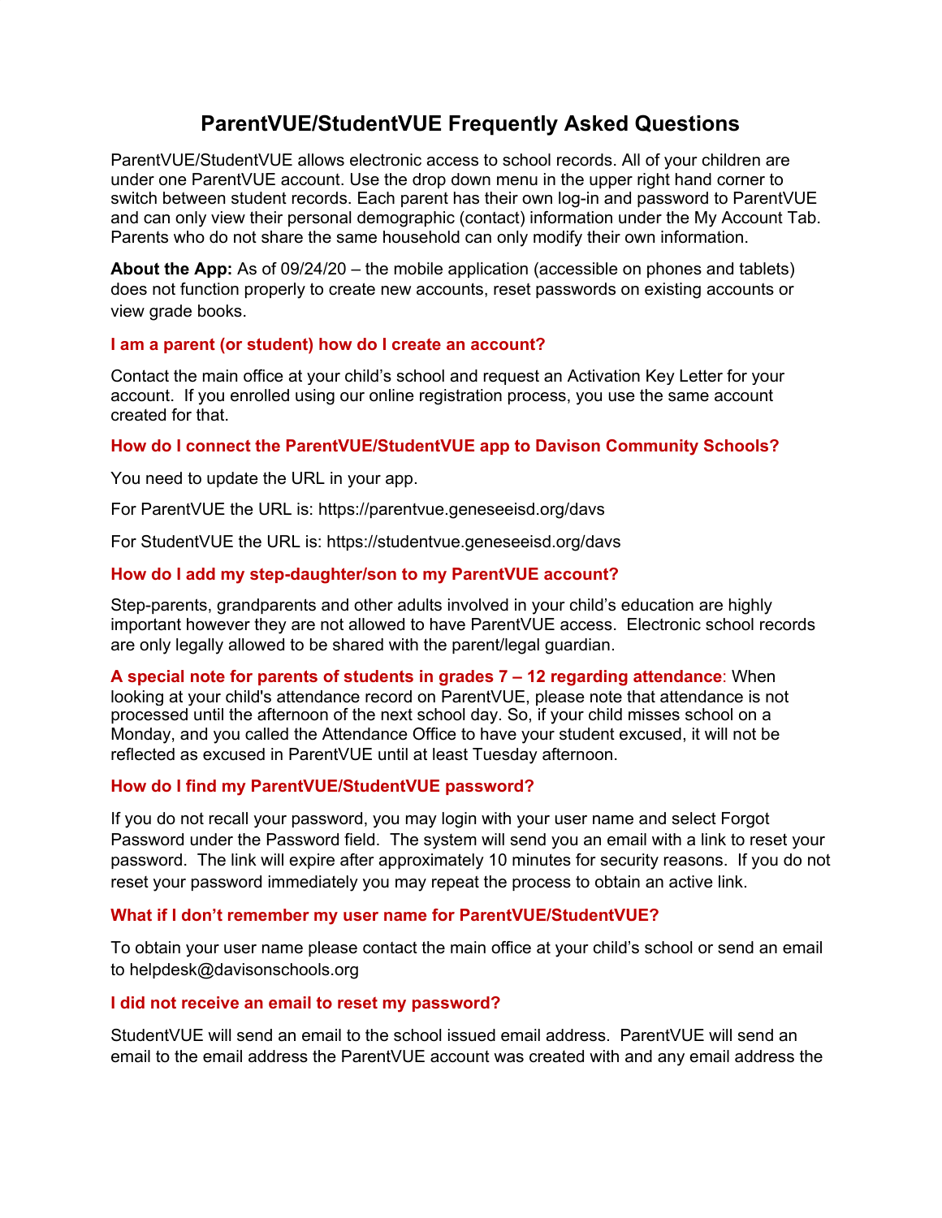# ParentVUE/StudentVUE Frequently Asked Questions

ParentVUE/StudentVUE allows electronic access to school records. All of your children are under one ParentVUE account. Use the drop down menu in the upper right hand corner to switch between student records. Each parent has their own log-in and password to ParentVUE and can only view their personal demographic (contact) information under the My Account Tab. Parents who do not share the same household can only modify their own information.

**About the App:** As of 09/24/20 – the mobile application (accessible on phones and tablets) does not function properly to create new accounts, reset passwords on existing accounts or view grade books.

### I am a parent (or student) how do I create an account?

Contact the main office at your child's school and request an Activation Key Letter for your account. If you enrolled using our online registration process, you use the same account created for that.

### How do I connect the ParentVUE/StudentVUE app to Davison Community Schools?

You need to update the URL in your app.

For ParentVUE the URL is: https://parentvue.geneseeisd.org/davs

For StudentVUE the URL is: https://studentvue.geneseeisd.org/davs

### How do I add my step-daughter/son to my ParentVUE account?

Step-parents, grandparents and other adults involved in your child's education are highly important however they are not allowed to have ParentVUE access. Electronic school records are only legally allowed to be shared with the parent/legal guardian.

**A special note for parents of students in grades 7 – 12 regarding attendance**: When looking at your child's attendance record on ParentVUE, please note that attendance is not processed until the afternoon of the next school day. So, if your child misses school on a Monday, and you called the Attendance Office to have your student excused, it will not be reflected as excused in ParentVUE until at least Tuesday afternoon.

### How do I find my ParentVUE/StudentVUE password?

If you do not recall your password, you may login with your user name and select Forgot Password under the Password field. The system will send you an email with a link to reset your password. The link will expire after approximately 10 minutes for security reasons. If you do not reset your password immediately you may repeat the process to obtain an active link.

### What if I don't remember my user name for ParentVUE/StudentVUE?

To obtain your user name please contact the main office at your child's school or send an email to helpdesk@davisonschools.org

### I did not receive an email to reset my password?

StudentVUE will send an email to the school issued email address. ParentVUE will send an email to the email address the ParentVUE account was created with and any email address the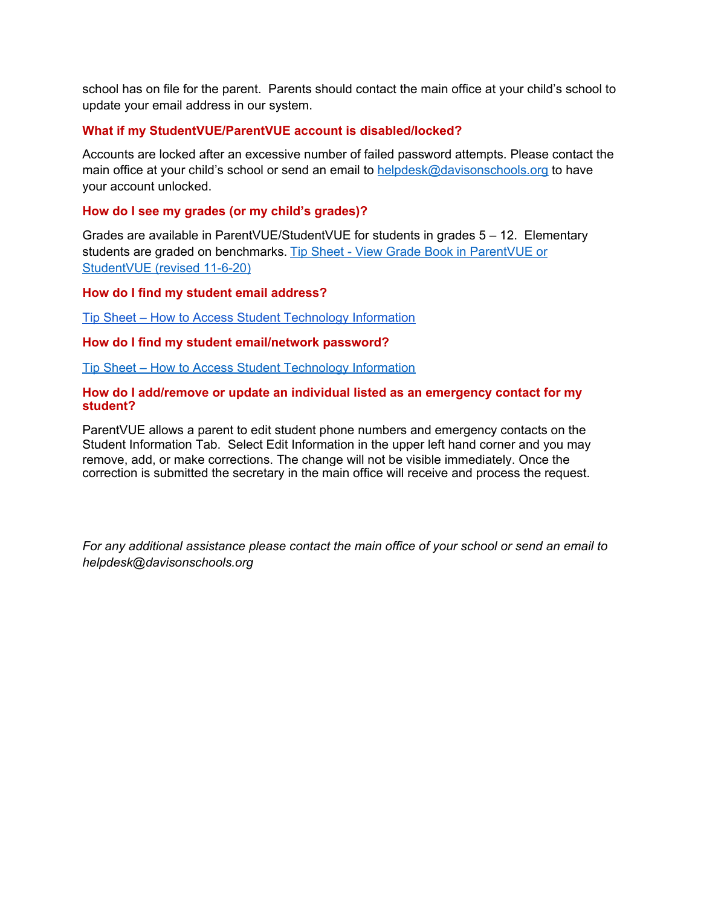school has on file for the parent.  Parents should contact the main office at your child's school to update your email address in our system.

### What if my StudentVUE/ParentVUE account is disabled/locked?

Accounts are locked after an excessive number of failed password attempts. Please contact the main office at your child's school or send an email to helpdesk@davisonschools.org to have your account unlocked.

### How do I see my grades (or my child's grades)?

Grades are available in ParentVUE/StudentVUE for students in grades 5 – 12.  Elementary students are graded on benchmarks. Tip Sheet - View Grade Book in ParentVUE or StudentVUE (revised 11-6-20)

### How do I find my student email address?

Tip Sheet – How to Access Student Technology Information

### How do I find my student email/network password?

Tip Sheet – How to Access Student Technology Information

### How do I add/remove or update an individual listed as an emergency contact for my student?

ParentVUE allows a parent to edit student phone numbers and emergency contacts on the Student Information Tab.  Select Edit Information in the upper left hand corner and you may remove, add, or make corrections. The change will not be visible immediately. Once the correction is submitted the secretary in the main office will receive and process the request.

*For any additional assistance please contact the main office of your school or send an email to helpdesk@davisonschools.org*